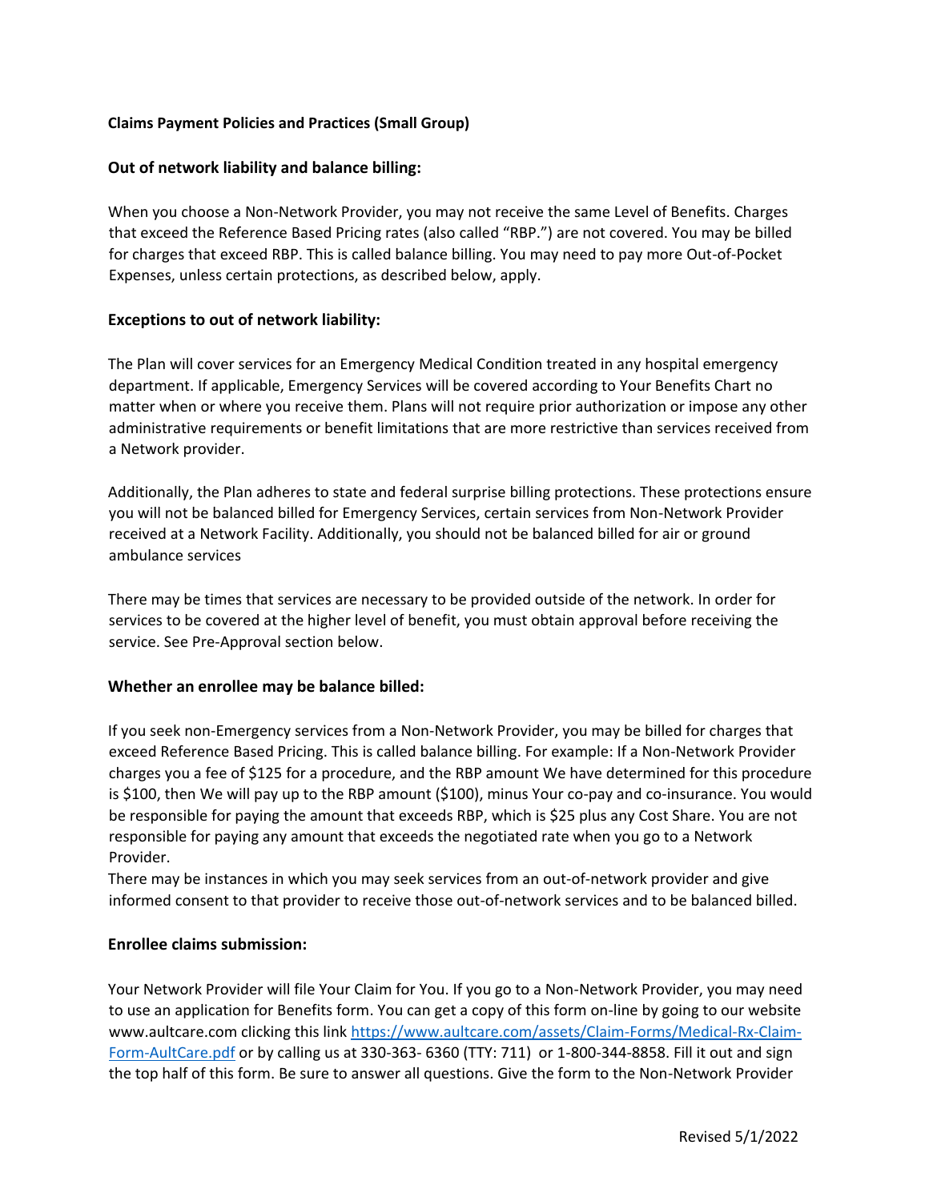**Claims Payment Policies and Practices (Small Group)**

**Out of network liability and balance billing:**

When you choose a Non-Network Provider, you may not receive the same Level of Benefits. Charges that exceed the Reference Based Pricing rates (also called "RBP.") are not covered. You may be billed for charges that exceed RBP. This is called balance billing. You may need to pay more Out-of-Pocket Expenses, unless certain protections, as described below, apply.

**Exceptions to out of network liability:**

The Plan will cover services for an Emergency Medical Condition treated in any hospital emergency department. If applicable, Emergency Services will be covered according to Your Benefits Chart no matter when or where you receive them. Plans will not require prior authorization or impose any other administrative requirements or benefit limitations that are more restrictive than services received from a Network provider.

Additionally, the Plan adheres to state and federal surprise billing protections. These protections ensure you will not be balanced billed for Emergency Services, certain services from Non-Network Provider received at a Network Facility. Additionally, you should not be balanced billed for air or ground ambulance services

There may be times that services are necessary to be provided outside of the network. In order for services to be covered at the higher level of benefit, you must obtain approval before receiving the service. See Pre-Approval section below.

**Whether an enrollee may be balance billed:**

If you seek non-Emergency services from a Non-Network Provider, you may be billed for charges that exceed Reference Based Pricing. This is called balance billing. For example: If a Non-Network Provider charges you a fee of $125 for a procedure, and the RBP amount We have determined for this procedure is $100, then We will pay up to the RBP amount ($100), minus Your co-pay and co-insurance. You would be responsible for paying the amount that exceeds RBP, which is $25 plus any Cost Share. You are not responsible for paying any amount that exceeds the negotiated rate when you go to a Network Provider.
There may be instances in which you may seek services from an out-of-network provider and give informed consent to that provider to receive those out-of-network services and to be balanced billed.

**Enrollee claims submission:**

Your Network Provider will file Your Claim for You. If you go to a Non-Network Provider, you may need to use an application for Benefits form. You can get a copy of this form on-line by going to our website www.aultcare.com clicking this link [https://www.aultcare.com/assets/Claim-Forms/Medical-Rx-Claim-Form-AultCare.pdf](https://www.aultcare.com/assets/Claim-Forms/Medical-Rx-Claim-Form-AultCare.pdf) or by calling us at 330-363- 6360 (TTY: 711) or 1-800-344-8858. Fill it out and sign the top half of this form. Be sure to answer all questions. Give the form to the Non-Network Provider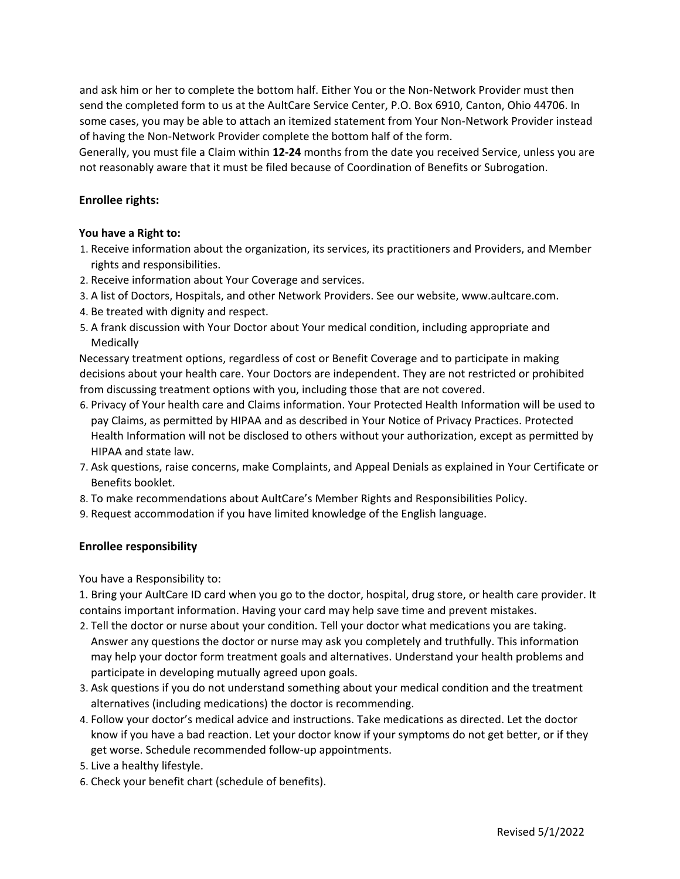and ask him or her to complete the bottom half. Either You or the Non-Network Provider must then send the completed form to us at the AultCare Service Center, P.O. Box 6910, Canton, Ohio 44706. In some cases, you may be able to attach an itemized statement from Your Non-Network Provider instead of having the Non-Network Provider complete the bottom half of the form.

Generally, you must file a Claim within **12-24** months from the date you received Service, unless you are not reasonably aware that it must be filed because of Coordination of Benefits or Subrogation.

### Enrollee rights:

**You have a Right to:**

1. Receive information about the organization, its services, its practitioners and Providers, and Member rights and responsibilities.
2. Receive information about Your Coverage and services.
3. A list of Doctors, Hospitals, and other Network Providers. See our website, www.aultcare.com.
4. Be treated with dignity and respect.
5. A frank discussion with Your Doctor about Your medical condition, including appropriate and Medically

Necessary treatment options, regardless of cost or Benefit Coverage and to participate in making decisions about your health care. Your Doctors are independent. They are not restricted or prohibited from discussing treatment options with you, including those that are not covered.

6. Privacy of Your health care and Claims information. Your Protected Health Information will be used to pay Claims, as permitted by HIPAA and as described in Your Notice of Privacy Practices. Protected Health Information will not be disclosed to others without your authorization, except as permitted by HIPAA and state law.
7. Ask questions, raise concerns, make Complaints, and Appeal Denials as explained in Your Certificate or Benefits booklet.
8. To make recommendations about AultCare's Member Rights and Responsibilities Policy.
9. Request accommodation if you have limited knowledge of the English language.

### Enrollee responsibility

You have a Responsibility to:

1. Bring your AultCare ID card when you go to the doctor, hospital, drug store, or health care provider. It contains important information. Having your card may help save time and prevent mistakes.
2. Tell the doctor or nurse about your condition. Tell your doctor what medications you are taking. Answer any questions the doctor or nurse may ask you completely and truthfully. This information may help your doctor form treatment goals and alternatives. Understand your health problems and participate in developing mutually agreed upon goals.
3. Ask questions if you do not understand something about your medical condition and the treatment alternatives (including medications) the doctor is recommending.
4. Follow your doctor's medical advice and instructions. Take medications as directed. Let the doctor know if you have a bad reaction. Let your doctor know if your symptoms do not get better, or if they get worse. Schedule recommended follow-up appointments.
5. Live a healthy lifestyle.
6. Check your benefit chart (schedule of benefits).

Revised 5/1/2022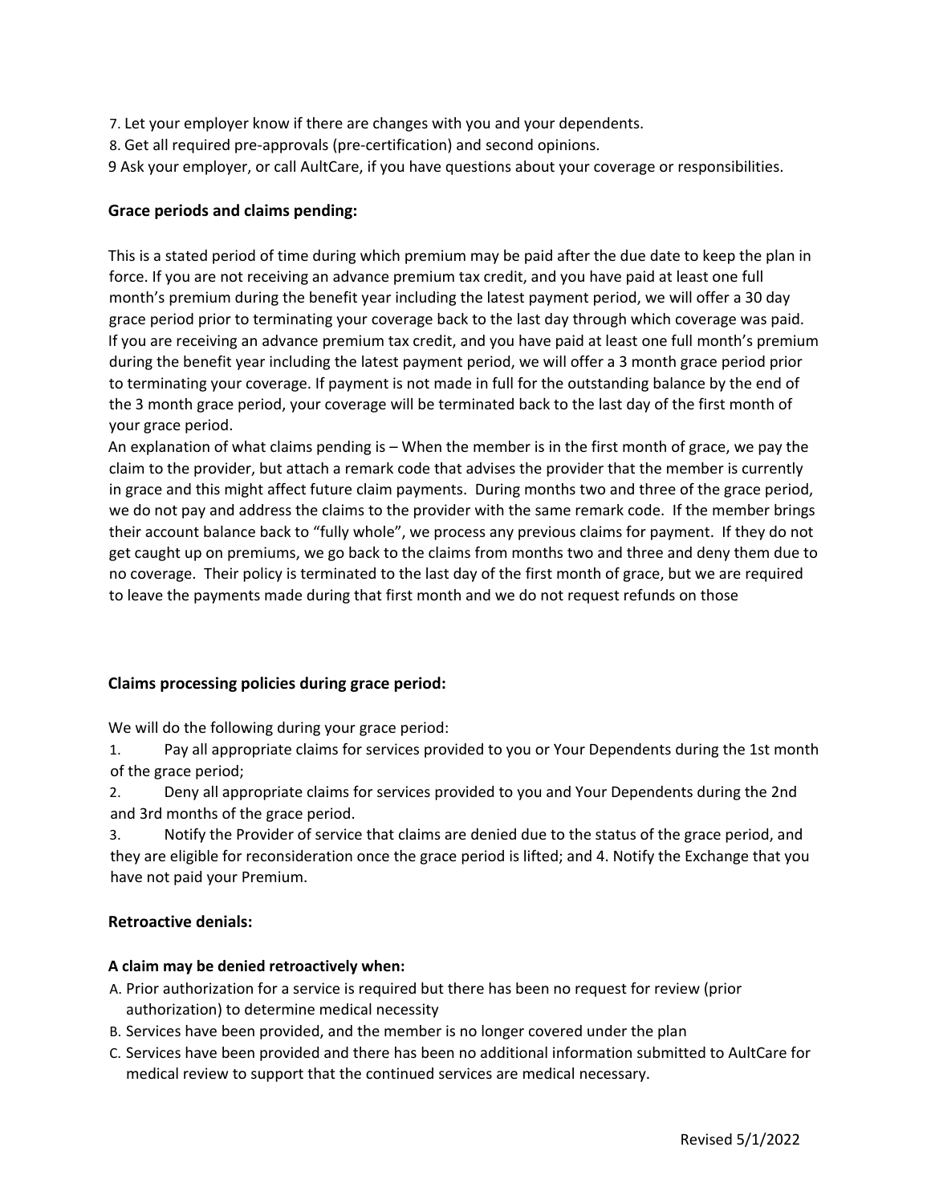7. Let your employer know if there are changes with you and your dependents.
8. Get all required pre-approvals (pre-certification) and second opinions.
9 Ask your employer, or call AultCare, if you have questions about your coverage or responsibilities.

**Grace periods and claims pending:**

This is a stated period of time during which premium may be paid after the due date to keep the plan in force. If you are not receiving an advance premium tax credit, and you have paid at least one full month's premium during the benefit year including the latest payment period, we will offer a 30 day grace period prior to terminating your coverage back to the last day through which coverage was paid. If you are receiving an advance premium tax credit, and you have paid at least one full month's premium during the benefit year including the latest payment period, we will offer a 3 month grace period prior to terminating your coverage. If payment is not made in full for the outstanding balance by the end of the 3 month grace period, your coverage will be terminated back to the last day of the first month of your grace period.

An explanation of what claims pending is – When the member is in the first month of grace, we pay the claim to the provider, but attach a remark code that advises the provider that the member is currently in grace and this might affect future claim payments. During months two and three of the grace period, we do not pay and address the claims to the provider with the same remark code. If the member brings their account balance back to "fully whole", we process any previous claims for payment. If they do not get caught up on premiums, we go back to the claims from months two and three and deny them due to no coverage. Their policy is terminated to the last day of the first month of grace, but we are required to leave the payments made during that first month and we do not request refunds on those

**Claims processing policies during grace period:**

We will do the following during your grace period:

1. Pay all appropriate claims for services provided to you or Your Dependents during the 1st month of the grace period;
2. Deny all appropriate claims for services provided to you and Your Dependents during the 2nd and 3rd months of the grace period.
3. Notify the Provider of service that claims are denied due to the status of the grace period, and they are eligible for reconsideration once the grace period is lifted; and 4. Notify the Exchange that you have not paid your Premium.

**Retroactive denials:**

**A claim may be denied retroactively when:**

A. Prior authorization for a service is required but there has been no request for review (prior authorization) to determine medical necessity
B. Services have been provided, and the member is no longer covered under the plan
C. Services have been provided and there has been no additional information submitted to AultCare for medical review to support that the continued services are medical necessary.

Revised 5/1/2022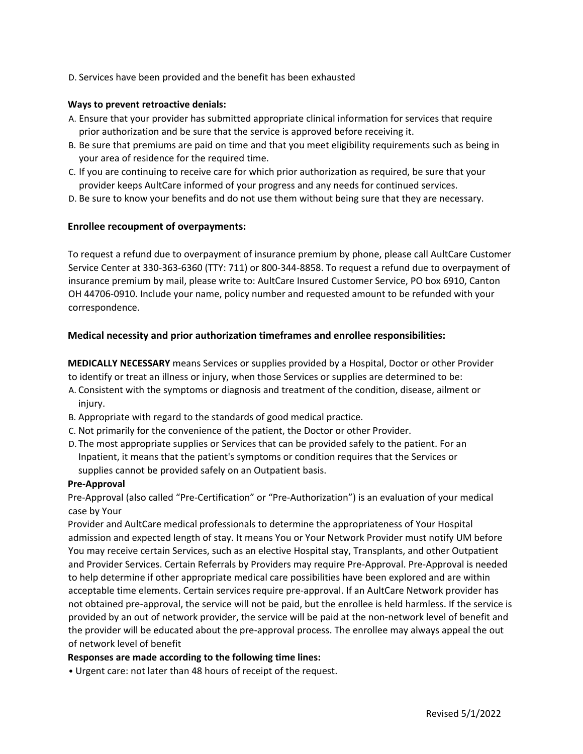D. Services have been provided and the benefit has been exhausted

**Ways to prevent retroactive denials:**

A. Ensure that your provider has submitted appropriate clinical information for services that require prior authorization and be sure that the service is approved before receiving it.
B. Be sure that premiums are paid on time and that you meet eligibility requirements such as being in your area of residence for the required time.
C. If you are continuing to receive care for which prior authorization as required, be sure that your provider keeps AultCare informed of your progress and any needs for continued services.
D. Be sure to know your benefits and do not use them without being sure that they are necessary.

### Enrollee recoupment of overpayments:

To request a refund due to overpayment of insurance premium by phone, please call AultCare Customer Service Center at 330-363-6360 (TTY: 711) or 800-344-8858. To request a refund due to overpayment of insurance premium by mail, please write to: AultCare Insured Customer Service, PO box 6910, Canton OH 44706-0910. Include your name, policy number and requested amount to be refunded with your correspondence.

### Medical necessity and prior authorization timeframes and enrollee responsibilities:

**MEDICALLY NECESSARY** means Services or supplies provided by a Hospital, Doctor or other Provider to identify or treat an illness or injury, when those Services or supplies are determined to be:

A. Consistent with the symptoms or diagnosis and treatment of the condition, disease, ailment or injury.
B. Appropriate with regard to the standards of good medical practice.
C. Not primarily for the convenience of the patient, the Doctor or other Provider.
D. The most appropriate supplies or Services that can be provided safely to the patient. For an Inpatient, it means that the patient's symptoms or condition requires that the Services or supplies cannot be provided safely on an Outpatient basis.

**Pre-Approval**

Pre-Approval (also called "Pre-Certification" or "Pre-Authorization") is an evaluation of your medical case by Your Provider and AultCare medical professionals to determine the appropriateness of Your Hospital admission and expected length of stay. It means You or Your Network Provider must notify UM before You may receive certain Services, such as an elective Hospital stay, Transplants, and other Outpatient and Provider Services. Certain Referrals by Providers may require Pre-Approval. Pre-Approval is needed to help determine if other appropriate medical care possibilities have been explored and are within acceptable time elements. Certain services require pre-approval. If an AultCare Network provider has not obtained pre-approval, the service will not be paid, but the enrollee is held harmless. If the service is provided by an out of network provider, the service will be paid at the non-network level of benefit and the provider will be educated about the pre-approval process. The enrollee may always appeal the out of network level of benefit

**Responses are made according to the following time lines:**

- Urgent care: not later than 48 hours of receipt of the request.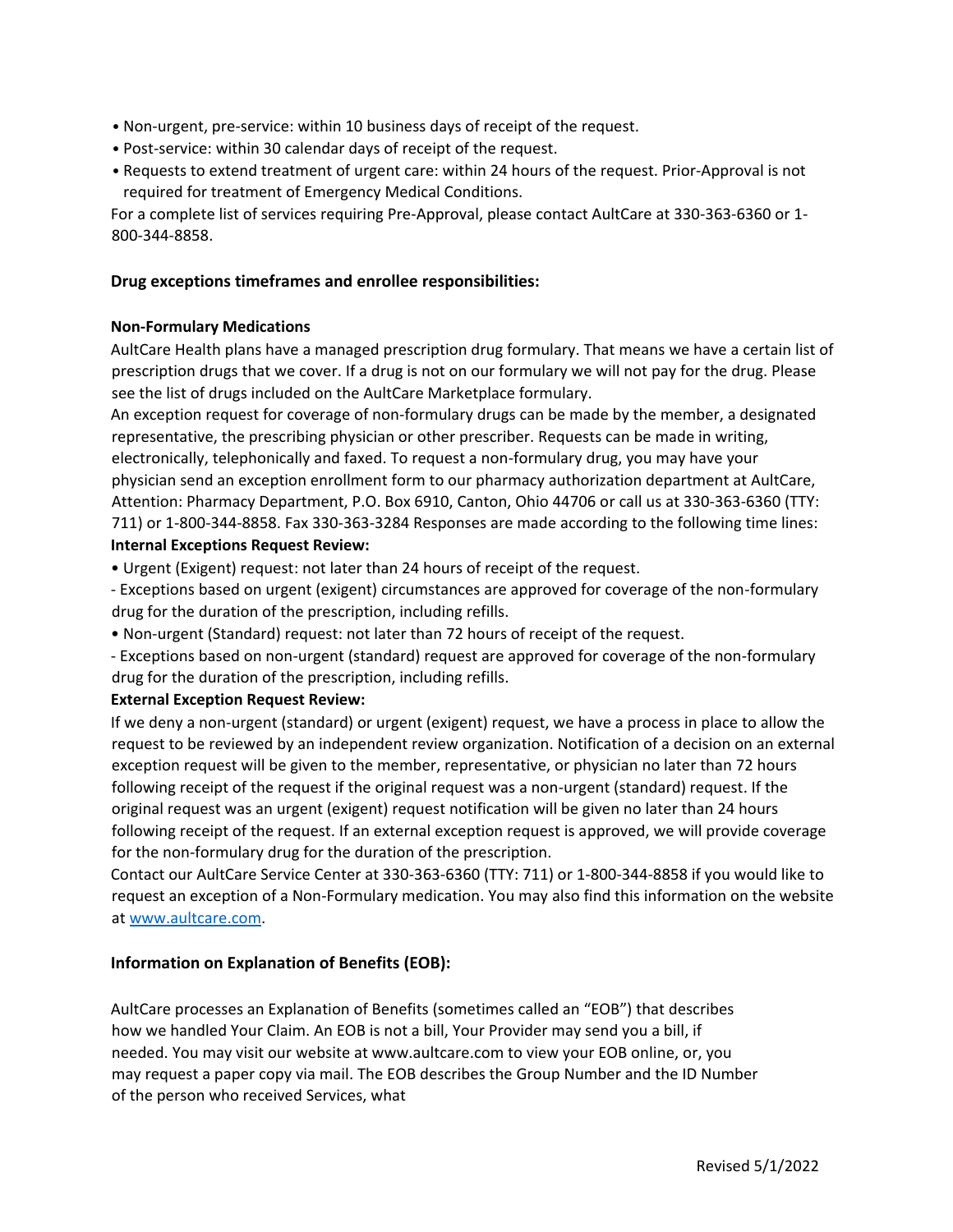- Non-urgent, pre-service: within 10 business days of receipt of the request.
- Post-service: within 30 calendar days of receipt of the request.
- Requests to extend treatment of urgent care: within 24 hours of the request. Prior-Approval is not required for treatment of Emergency Medical Conditions.

For a complete list of services requiring Pre-Approval, please contact AultCare at 330-363-6360 or 1-800-344-8858.

**Drug exceptions timeframes and enrollee responsibilities:**

**Non-Formulary Medications**

AultCare Health plans have a managed prescription drug formulary. That means we have a certain list of prescription drugs that we cover. If a drug is not on our formulary we will not pay for the drug. Please see the list of drugs included on the AultCare Marketplace formulary.

An exception request for coverage of non-formulary drugs can be made by the member, a designated representative, the prescribing physician or other prescriber. Requests can be made in writing, electronically, telephonically and faxed. To request a non-formulary drug, you may have your physician send an exception enrollment form to our pharmacy authorization department at AultCare, Attention: Pharmacy Department, P.O. Box 6910, Canton, Ohio 44706 or call us at 330-363-6360 (TTY: 711) or 1-800-344-8858. Fax 330-363-3284 Responses are made according to the following time lines:

**Internal Exceptions Request Review:**

- Urgent (Exigent) request: not later than 24 hours of receipt of the request.

- Exceptions based on urgent (exigent) circumstances are approved for coverage of the non-formulary drug for the duration of the prescription, including refills.

- Non-urgent (Standard) request: not later than 72 hours of receipt of the request.

- Exceptions based on non-urgent (standard) request are approved for coverage of the non-formulary drug for the duration of the prescription, including refills.

**External Exception Request Review:**

If we deny a non-urgent (standard) or urgent (exigent) request, we have a process in place to allow the request to be reviewed by an independent review organization. Notification of a decision on an external exception request will be given to the member, representative, or physician no later than 72 hours following receipt of the request if the original request was a non-urgent (standard) request. If the original request was an urgent (exigent) request notification will be given no later than 24 hours following receipt of the request. If an external exception request is approved, we will provide coverage for the non-formulary drug for the duration of the prescription.

Contact our AultCare Service Center at 330-363-6360 (TTY: 711) or 1-800-344-8858 if you would like to request an exception of a Non-Formulary medication. You may also find this information on the website at [www.aultcare.com](http://www.aultcare.com).

**Information on Explanation of Benefits (EOB):**

AultCare processes an Explanation of Benefits (sometimes called an "EOB") that describes how we handled Your Claim. An EOB is not a bill, Your Provider may send you a bill, if needed. You may visit our website at www.aultcare.com to view your EOB online, or, you may request a paper copy via mail. The EOB describes the Group Number and the ID Number of the person who received Services, what

Revised 5/1/2022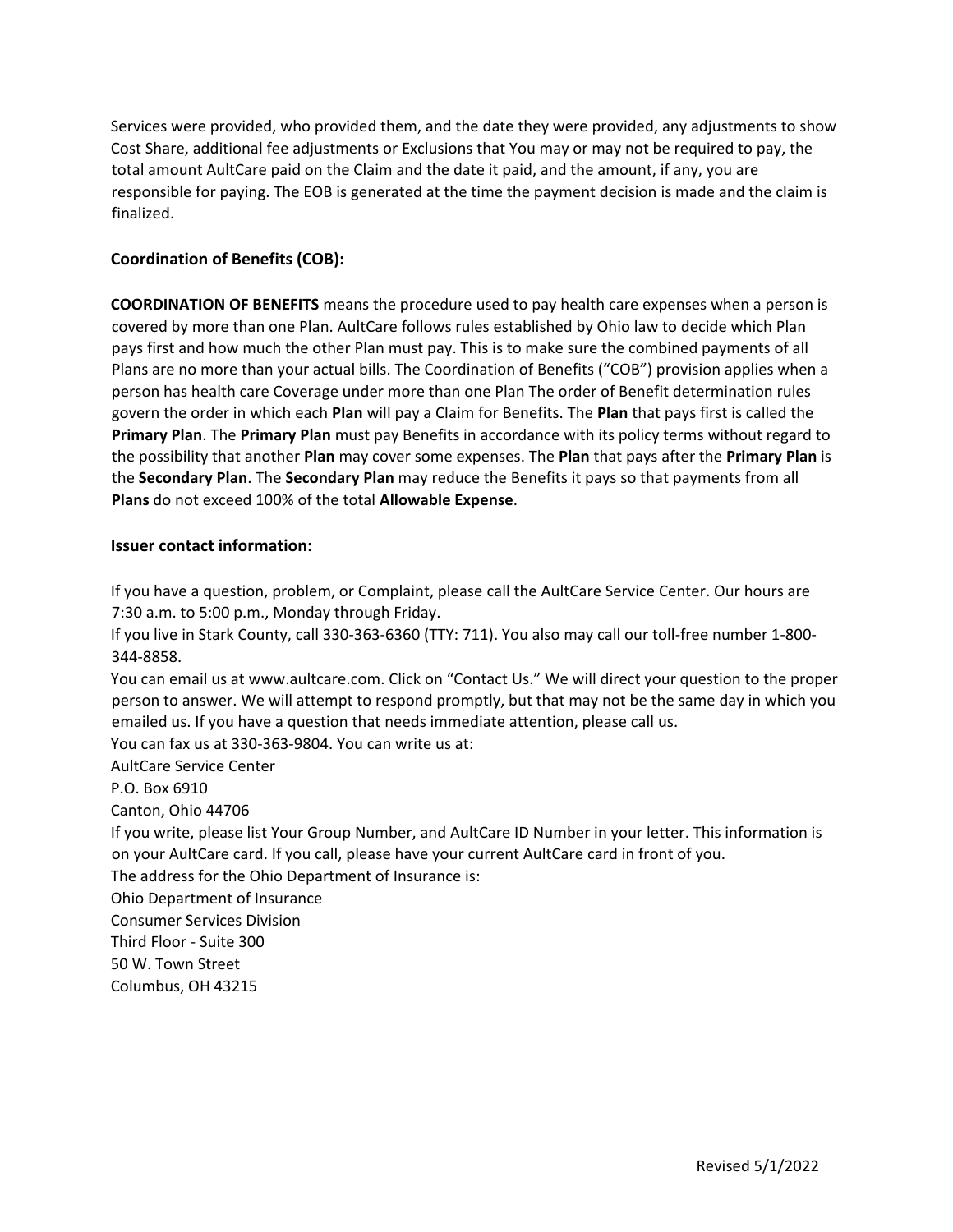Services were provided, who provided them, and the date they were provided, any adjustments to show Cost Share, additional fee adjustments or Exclusions that You may or may not be required to pay, the total amount AultCare paid on the Claim and the date it paid, and the amount, if any, you are responsible for paying. The EOB is generated at the time the payment decision is made and the claim is finalized.

## Coordination of Benefits (COB):

**COORDINATION OF BENEFITS** means the procedure used to pay health care expenses when a person is covered by more than one Plan. AultCare follows rules established by Ohio law to decide which Plan pays first and how much the other Plan must pay. This is to make sure the combined payments of all Plans are no more than your actual bills. The Coordination of Benefits ("COB") provision applies when a person has health care Coverage under more than one Plan The order of Benefit determination rules govern the order in which each **Plan** will pay a Claim for Benefits. The **Plan** that pays first is called the **Primary Plan**. The **Primary Plan** must pay Benefits in accordance with its policy terms without regard to the possibility that another **Plan** may cover some expenses. The **Plan** that pays after the **Primary Plan** is the **Secondary Plan**. The **Secondary Plan** may reduce the Benefits it pays so that payments from all **Plans** do not exceed 100% of the total **Allowable Expense**.

## Issuer contact information:

If you have a question, problem, or Complaint, please call the AultCare Service Center. Our hours are 7:30 a.m. to 5:00 p.m., Monday through Friday.

If you live in Stark County, call 330-363-6360 (TTY: 711). You also may call our toll-free number 1-800-344-8858.

You can email us at www.aultcare.com. Click on "Contact Us." We will direct your question to the proper person to answer. We will attempt to respond promptly, but that may not be the same day in which you emailed us. If you have a question that needs immediate attention, please call us.

You can fax us at 330-363-9804. You can write us at:

AultCare Service Center
P.O. Box 6910
Canton, Ohio 44706

If you write, please list Your Group Number, and AultCare ID Number in your letter. This information is on your AultCare card. If you call, please have your current AultCare card in front of you.

The address for the Ohio Department of Insurance is:

Ohio Department of Insurance
Consumer Services Division
Third Floor - Suite 300
50 W. Town Street
Columbus, OH 43215

Revised 5/1/2022